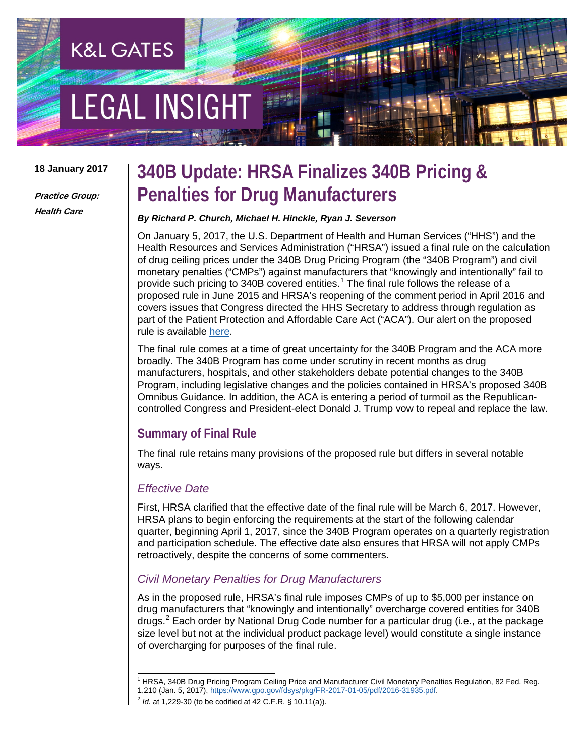K&L GATES

LEGAL INSIGHT

18 January 2017

***Practice Group:***
***Health Care***

# 340B Update: HRSA Finalizes 340B Pricing & Penalties for Drug Manufacturers

***By Richard P. Church, Michael H. Hinckle, Ryan J. Severson***

On January 5, 2017, the U.S. Department of Health and Human Services ("HHS") and the Health Resources and Services Administration ("HRSA") issued a final rule on the calculation of drug ceiling prices under the 340B Drug Pricing Program (the "340B Program") and civil monetary penalties ("CMPs") against manufacturers that "knowingly and intentionally" fail to provide such pricing to 340B covered entities.[1] The final rule follows the release of a proposed rule in June 2015 and HRSA's reopening of the comment period in April 2016 and covers issues that Congress directed the HHS Secretary to address through regulation as part of the Patient Protection and Affordable Care Act ("ACA"). Our alert on the proposed rule is available here.

The final rule comes at a time of great uncertainty for the 340B Program and the ACA more broadly. The 340B Program has come under scrutiny in recent months as drug manufacturers, hospitals, and other stakeholders debate potential changes to the 340B Program, including legislative changes and the policies contained in HRSA's proposed 340B Omnibus Guidance. In addition, the ACA is entering a period of turmoil as the Republican-controlled Congress and President-elect Donald J. Trump vow to repeal and replace the law.

## Summary of Final Rule

The final rule retains many provisions of the proposed rule but differs in several notable ways.

### *Effective Date*

First, HRSA clarified that the effective date of the final rule will be March 6, 2017. However, HRSA plans to begin enforcing the requirements at the start of the following calendar quarter, beginning April 1, 2017, since the 340B Program operates on a quarterly registration and participation schedule. The effective date also ensures that HRSA will not apply CMPs retroactively, despite the concerns of some commenters.

### *Civil Monetary Penalties for Drug Manufacturers*

As in the proposed rule, HRSA's final rule imposes CMPs of up to $5,000 per instance on drug manufacturers that "knowingly and intentionally" overcharge covered entities for 340B drugs.[2] Each order by National Drug Code number for a particular drug (i.e., at the package size level but not at the individual product package level) would constitute a single instance of overcharging for purposes of the final rule.

---

[1] HRSA, 340B Drug Pricing Program Ceiling Price and Manufacturer Civil Monetary Penalties Regulation, 82 Fed. Reg. 1,210 (Jan. 5, 2017), https://www.gpo.gov/fdsys/pkg/FR-2017-01-05/pdf/2016-31935.pdf.

[2] *Id.* at 1,229-30 (to be codified at 42 C.F.R. § 10.11(a)).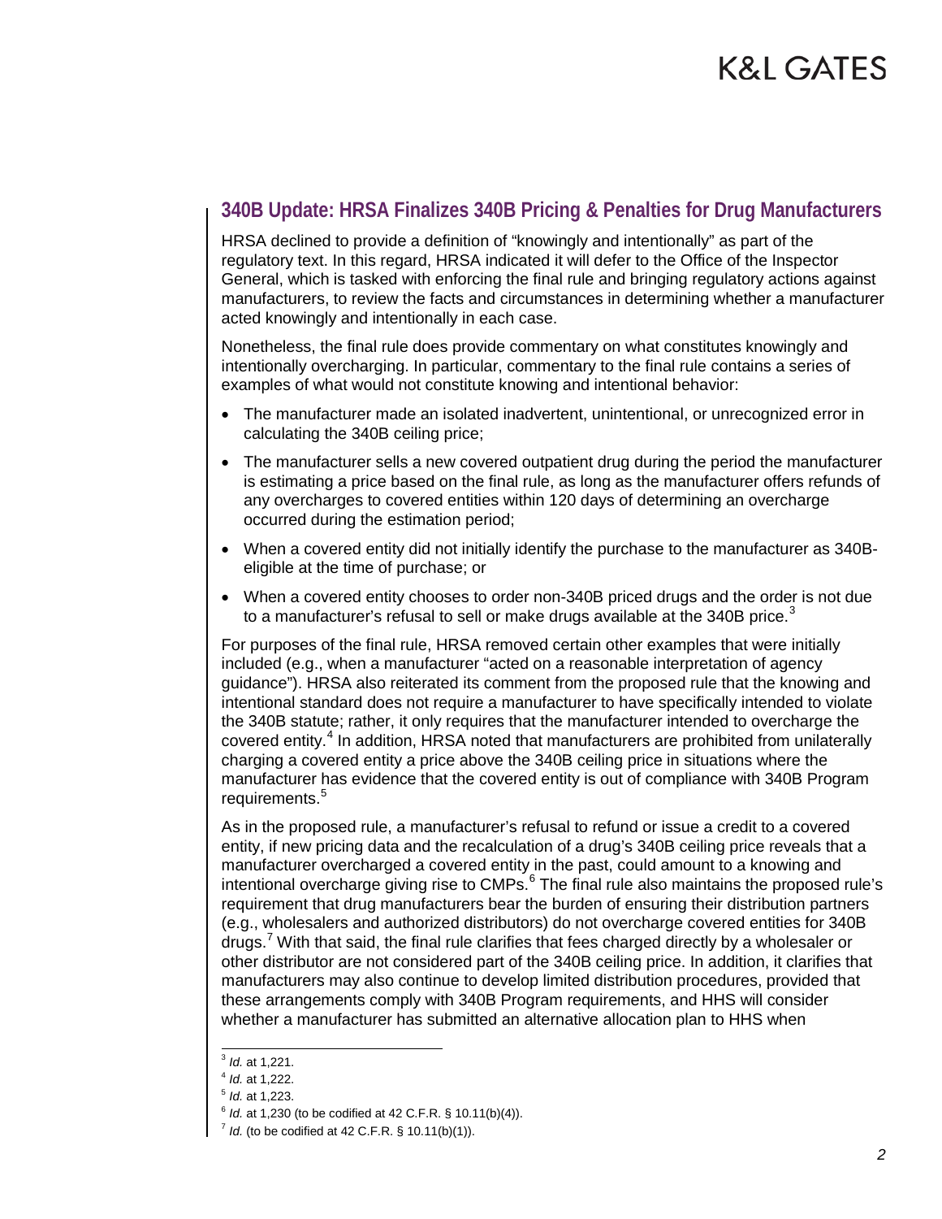## 340B Update: HRSA Finalizes 340B Pricing & Penalties for Drug Manufacturers

HRSA declined to provide a definition of "knowingly and intentionally" as part of the regulatory text. In this regard, HRSA indicated it will defer to the Office of the Inspector General, which is tasked with enforcing the final rule and bringing regulatory actions against manufacturers, to review the facts and circumstances in determining whether a manufacturer acted knowingly and intentionally in each case.

Nonetheless, the final rule does provide commentary on what constitutes knowingly and intentionally overcharging. In particular, commentary to the final rule contains a series of examples of what would not constitute knowing and intentional behavior:

- The manufacturer made an isolated inadvertent, unintentional, or unrecognized error in calculating the 340B ceiling price;
- The manufacturer sells a new covered outpatient drug during the period the manufacturer is estimating a price based on the final rule, as long as the manufacturer offers refunds of any overcharges to covered entities within 120 days of determining an overcharge occurred during the estimation period;
- When a covered entity did not initially identify the purchase to the manufacturer as 340B-eligible at the time of purchase; or
- When a covered entity chooses to order non-340B priced drugs and the order is not due to a manufacturer's refusal to sell or make drugs available at the 340B price.[3]

For purposes of the final rule, HRSA removed certain other examples that were initially included (e.g., when a manufacturer "acted on a reasonable interpretation of agency guidance"). HRSA also reiterated its comment from the proposed rule that the knowing and intentional standard does not require a manufacturer to have specifically intended to violate the 340B statute; rather, it only requires that the manufacturer intended to overcharge the covered entity.[4] In addition, HRSA noted that manufacturers are prohibited from unilaterally charging a covered entity a price above the 340B ceiling price in situations where the manufacturer has evidence that the covered entity is out of compliance with 340B Program requirements.[5]

As in the proposed rule, a manufacturer's refusal to refund or issue a credit to a covered entity, if new pricing data and the recalculation of a drug's 340B ceiling price reveals that a manufacturer overcharged a covered entity in the past, could amount to a knowing and intentional overcharge giving rise to CMPs.[6] The final rule also maintains the proposed rule's requirement that drug manufacturers bear the burden of ensuring their distribution partners (e.g., wholesalers and authorized distributors) do not overcharge covered entities for 340B drugs.[7] With that said, the final rule clarifies that fees charged directly by a wholesaler or other distributor are not considered part of the 340B ceiling price. In addition, it clarifies that manufacturers may also continue to develop limited distribution procedures, provided that these arrangements comply with 340B Program requirements, and HHS will consider whether a manufacturer has submitted an alternative allocation plan to HHS when

---

[3] *Id.* at 1,221.

[4] *Id.* at 1,222.

[5] *Id.* at 1,223.

[6] *Id.* at 1,230 (to be codified at 42 C.F.R. § 10.11(b)(4)).

[7] *Id.* (to be codified at 42 C.F.R. § 10.11(b)(1)).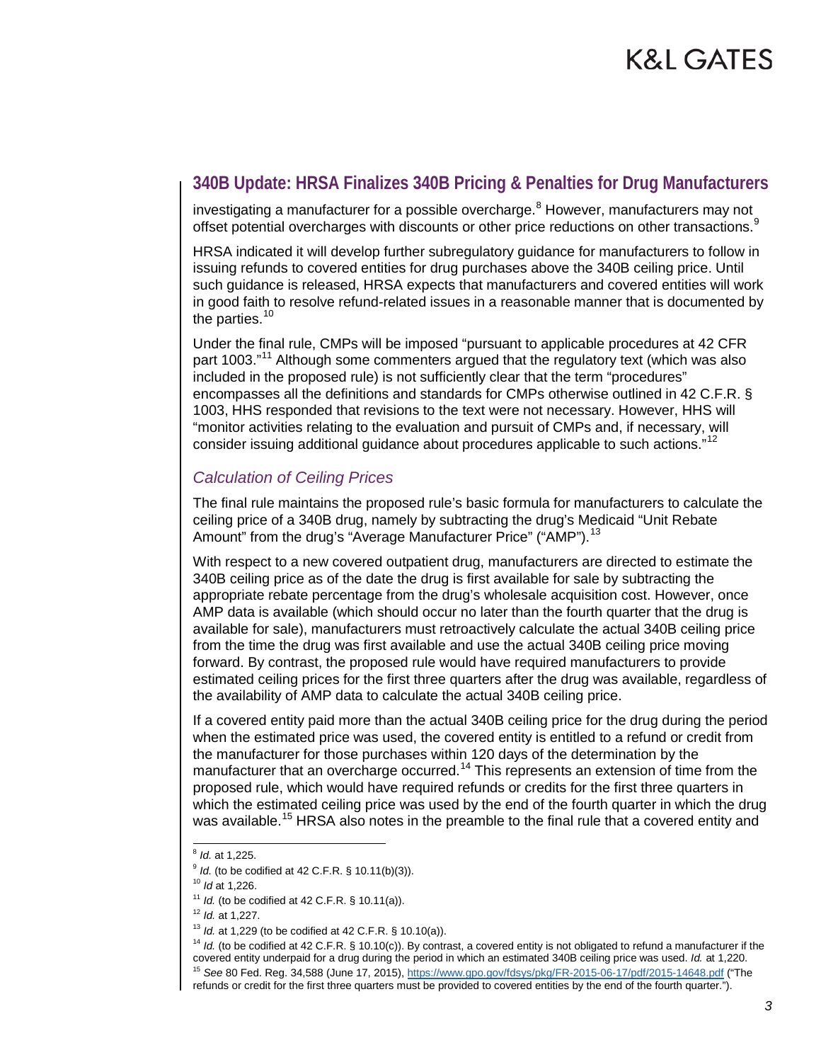investigating a manufacturer for a possible overcharge.[8] However, manufacturers may not offset potential overcharges with discounts or other price reductions on other transactions.[9]

HRSA indicated it will develop further subregulatory guidance for manufacturers to follow in issuing refunds to covered entities for drug purchases above the 340B ceiling price. Until such guidance is released, HRSA expects that manufacturers and covered entities will work in good faith to resolve refund-related issues in a reasonable manner that is documented by the parties.[10]

Under the final rule, CMPs will be imposed "pursuant to applicable procedures at 42 CFR part 1003."[11] Although some commenters argued that the regulatory text (which was also included in the proposed rule) is not sufficiently clear that the term "procedures" encompasses all the definitions and standards for CMPs otherwise outlined in 42 C.F.R. § 1003, HHS responded that revisions to the text were not necessary. However, HHS will "monitor activities relating to the evaluation and pursuit of CMPs and, if necessary, will consider issuing additional guidance about procedures applicable to such actions."[12]

### *Calculation of Ceiling Prices*

The final rule maintains the proposed rule's basic formula for manufacturers to calculate the ceiling price of a 340B drug, namely by subtracting the drug's Medicaid "Unit Rebate Amount" from the drug's "Average Manufacturer Price" ("AMP").[13]

With respect to a new covered outpatient drug, manufacturers are directed to estimate the 340B ceiling price as of the date the drug is first available for sale by subtracting the appropriate rebate percentage from the drug's wholesale acquisition cost. However, once AMP data is available (which should occur no later than the fourth quarter that the drug is available for sale), manufacturers must retroactively calculate the actual 340B ceiling price from the time the drug was first available and use the actual 340B ceiling price moving forward. By contrast, the proposed rule would have required manufacturers to provide estimated ceiling prices for the first three quarters after the drug was available, regardless of the availability of AMP data to calculate the actual 340B ceiling price.

If a covered entity paid more than the actual 340B ceiling price for the drug during the period when the estimated price was used, the covered entity is entitled to a refund or credit from the manufacturer for those purchases within 120 days of the determination by the manufacturer that an overcharge occurred.[14] This represents an extension of time from the proposed rule, which would have required refunds or credits for the first three quarters in which the estimated ceiling price was used by the end of the fourth quarter in which the drug was available.[15] HRSA also notes in the preamble to the final rule that a covered entity and

---

[8] *Id.* at 1,225.

[9] *Id.* (to be codified at 42 C.F.R. § 10.11(b)(3)).

[10] *Id* at 1,226.

[11] *Id.* (to be codified at 42 C.F.R. § 10.11(a)).

[12] *Id.* at 1,227.

[13] *Id.* at 1,229 (to be codified at 42 C.F.R. § 10.10(a)).

[14] *Id.* (to be codified at 42 C.F.R. § 10.10(c)). By contrast, a covered entity is not obligated to refund a manufacturer if the covered entity underpaid for a drug during the period in which an estimated 340B ceiling price was used. *Id.* at 1,220.

[15] *See* 80 Fed. Reg. 34,588 (June 17, 2015), https://www.gpo.gov/fdsys/pkg/FR-2015-06-17/pdf/2015-14648.pdf ("The refunds or credit for the first three quarters must be provided to covered entities by the end of the fourth quarter.").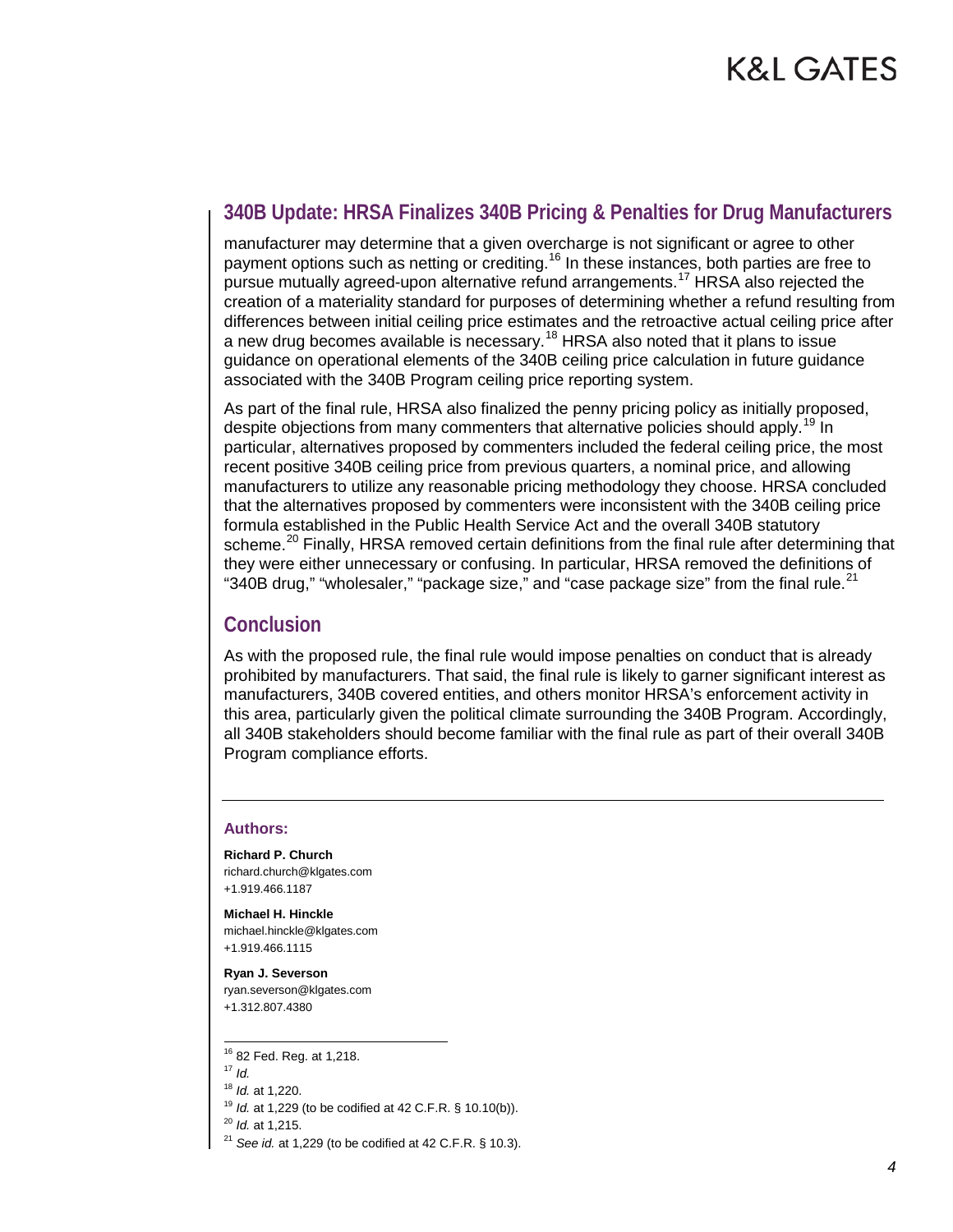manufacturer may determine that a given overcharge is not significant or agree to other payment options such as netting or crediting.[16] In these instances, both parties are free to pursue mutually agreed-upon alternative refund arrangements.[17] HRSA also rejected the creation of a materiality standard for purposes of determining whether a refund resulting from differences between initial ceiling price estimates and the retroactive actual ceiling price after a new drug becomes available is necessary.[18] HRSA also noted that it plans to issue guidance on operational elements of the 340B ceiling price calculation in future guidance associated with the 340B Program ceiling price reporting system.

As part of the final rule, HRSA also finalized the penny pricing policy as initially proposed, despite objections from many commenters that alternative policies should apply.[19] In particular, alternatives proposed by commenters included the federal ceiling price, the most recent positive 340B ceiling price from previous quarters, a nominal price, and allowing manufacturers to utilize any reasonable pricing methodology they choose. HRSA concluded that the alternatives proposed by commenters were inconsistent with the 340B ceiling price formula established in the Public Health Service Act and the overall 340B statutory scheme.[20] Finally, HRSA removed certain definitions from the final rule after determining that they were either unnecessary or confusing. In particular, HRSA removed the definitions of "340B drug," "wholesaler," "package size," and "case package size" from the final rule.[21]

## Conclusion

As with the proposed rule, the final rule would impose penalties on conduct that is already prohibited by manufacturers. That said, the final rule is likely to garner significant interest as manufacturers, 340B covered entities, and others monitor HRSA's enforcement activity in this area, particularly given the political climate surrounding the 340B Program. Accordingly, all 340B stakeholders should become familiar with the final rule as part of their overall 340B Program compliance efforts.

---

**Authors:**

**Richard P. Church**
richard.church@klgates.com
+1.919.466.1187

**Michael H. Hinckle**
michael.hinckle@klgates.com
+1.919.466.1115

**Ryan J. Severson**
ryan.severson@klgates.com
+1.312.807.4380

---

[16] 82 Fed. Reg. at 1,218.
[17] *Id.*
[18] *Id.* at 1,220.
[19] *Id.* at 1,229 (to be codified at 42 C.F.R. § 10.10(b)).
[20] *Id.* at 1,215.
[21] *See id.* at 1,229 (to be codified at 42 C.F.R. § 10.3).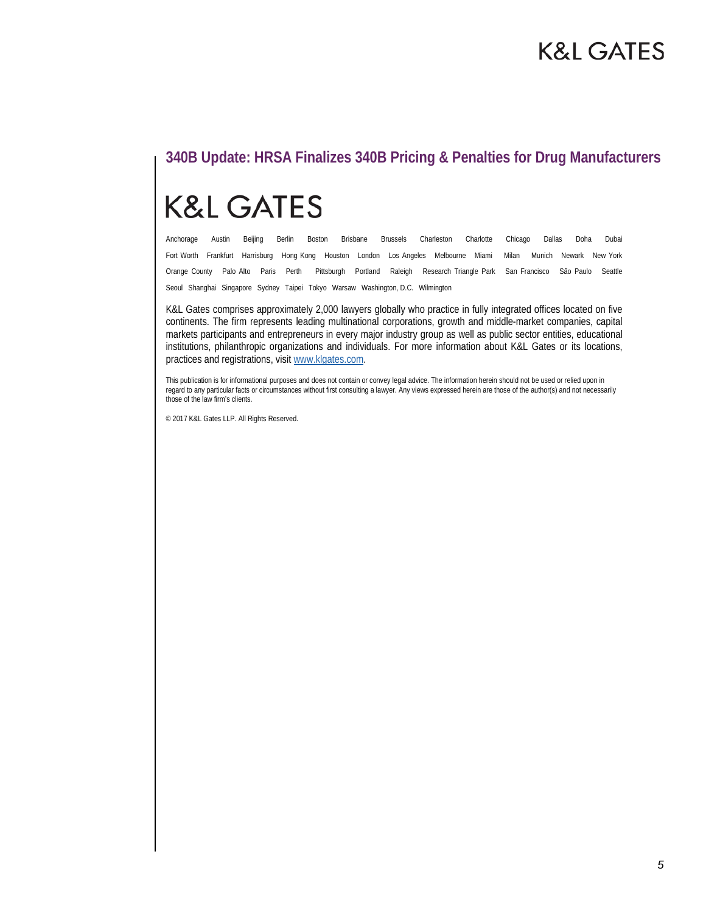K&L GATES

Anchorage Austin Beijing Berlin Boston Brisbane Brussels Charleston Charlotte Chicago Dallas Doha Dubai
Fort Worth Frankfurt Harrisburg Hong Kong Houston London Los Angeles Melbourne Miami Milan Munich Newark New York
Orange County Palo Alto Paris Perth Pittsburgh Portland Raleigh Research Triangle Park San Francisco São Paulo Seattle
Seoul Shanghai Singapore Sydney Taipei Tokyo Warsaw Washington, D.C. Wilmington

K&L Gates comprises approximately 2,000 lawyers globally who practice in fully integrated offices located on five continents. The firm represents leading multinational corporations, growth and middle-market companies, capital markets participants and entrepreneurs in every major industry group as well as public sector entities, educational institutions, philanthropic organizations and individuals. For more information about K&L Gates or its locations, practices and registrations, visit www.klgates.com.

This publication is for informational purposes and does not contain or convey legal advice. The information herein should not be used or relied upon in regard to any particular facts or circumstances without first consulting a lawyer. Any views expressed herein are those of the author(s) and not necessarily those of the law firm's clients.

© 2017 K&L Gates LLP. All Rights Reserved.